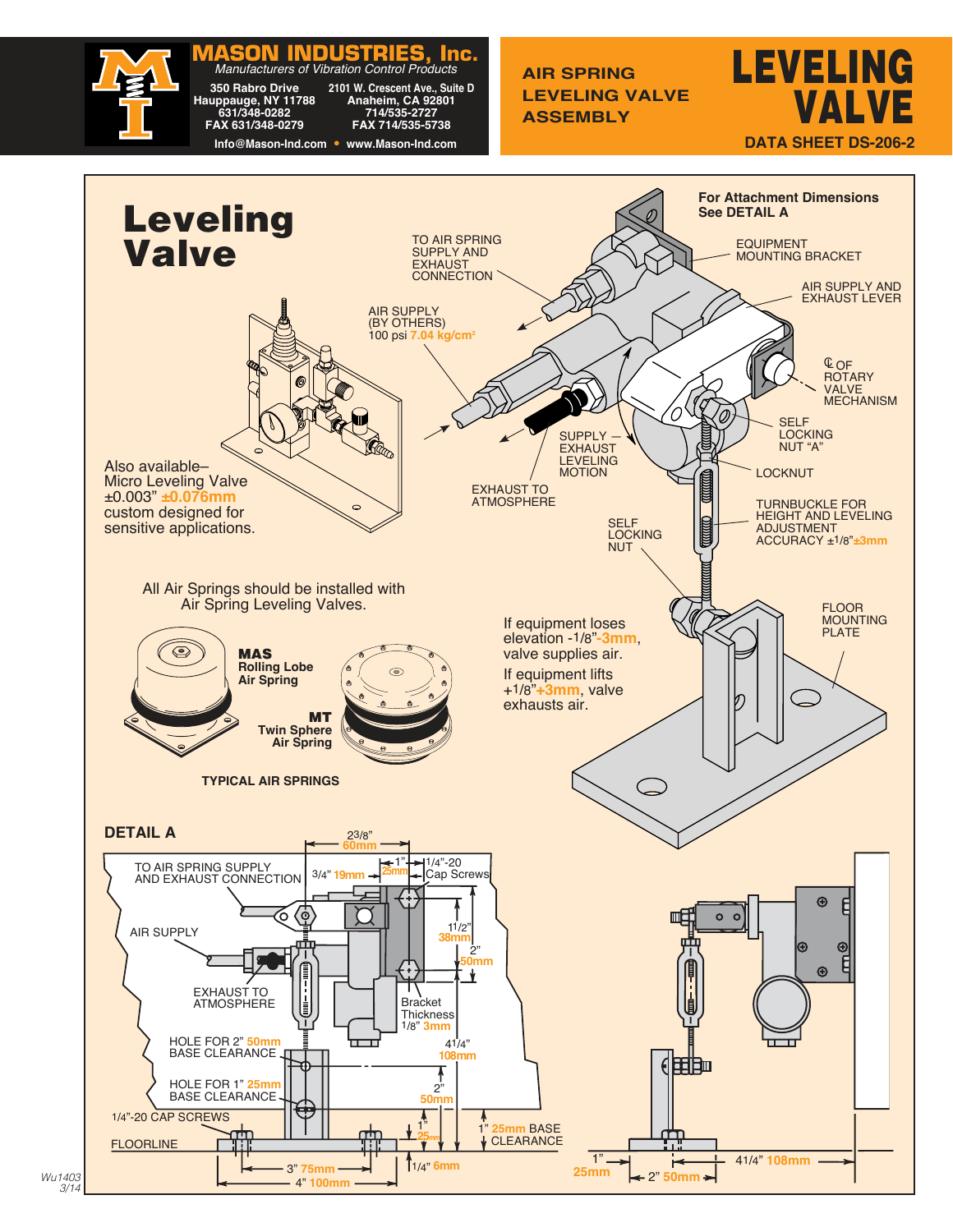**MASON INDUSTRIES, Inc.**
*Manufacturers of Vibration Control Products*

350 Rabro Drive
Hauppauge, NY 11788
631/348-0282
FAX 631/348-0279

2101 W. Crescent Ave., Suite D
Anaheim, CA 92801
714/535-2727
FAX 714/535-5738

Info@Mason-Ind.com • www.Mason-Ind.com

**AIR SPRING LEVELING VALVE ASSEMBLY**

# LEVELING VALVE

**DATA SHEET DS-206-2**

# Leveling Valve

For Attachment Dimensions See DETAIL A

EQUIPMENT MOUNTING BRACKET

TO AIR SPRING SUPPLY AND EXHAUST CONNECTION

AIR SUPPLY AND EXHAUST LEVER

AIR SUPPLY (BY OTHERS) 100 psi 7.04 kg/cm²

℄ OF ROTARY VALVE MECHANISM

SELF LOCKING NUT "A"

SUPPLY — EXHAUST LEVELING MOTION

LOCKNUT

EXHAUST TO ATMOSPHERE

TURNBUCKLE FOR HEIGHT AND LEVELING ADJUSTMENT ACCURACY ±1/8" ±3mm

SELF LOCKING NUT

FLOOR MOUNTING PLATE

Also available– Micro Leveling Valve ±0.003" ±0.076mm custom designed for sensitive applications.

All Air Springs should be installed with Air Spring Leveling Valves.

If equipment loses elevation -1/8" -3mm, valve supplies air.

If equipment lifts +1/8" +3mm, valve exhausts air.

**MAS** Rolling Lobe Air Spring

**MT** Twin Sphere Air Spring

**TYPICAL AIR SPRINGS**

## DETAIL A

2 3/8" 60mm

TO AIR SPRING SUPPLY AND EXHAUST CONNECTION

3/4" 19mm

1" 25mm

1/4"-20 Cap Screws

AIR SUPPLY

1 1/2" 38mm

2" 50mm

EXHAUST TO ATMOSPHERE

Bracket Thickness 1/8" 3mm

HOLE FOR 2" 50mm BASE CLEARANCE

4 1/4" 108mm

HOLE FOR 1" 25mm BASE CLEARANCE

2" 50mm

1/4"-20 CAP SCREWS

1" 25mm

1" 25mm BASE CLEARANCE

FLOORLINE

3" 75mm

4" 100mm

1/4" 6mm

1" 25mm

2" 50mm

4 1/4" 108mm

Wu1403 3/14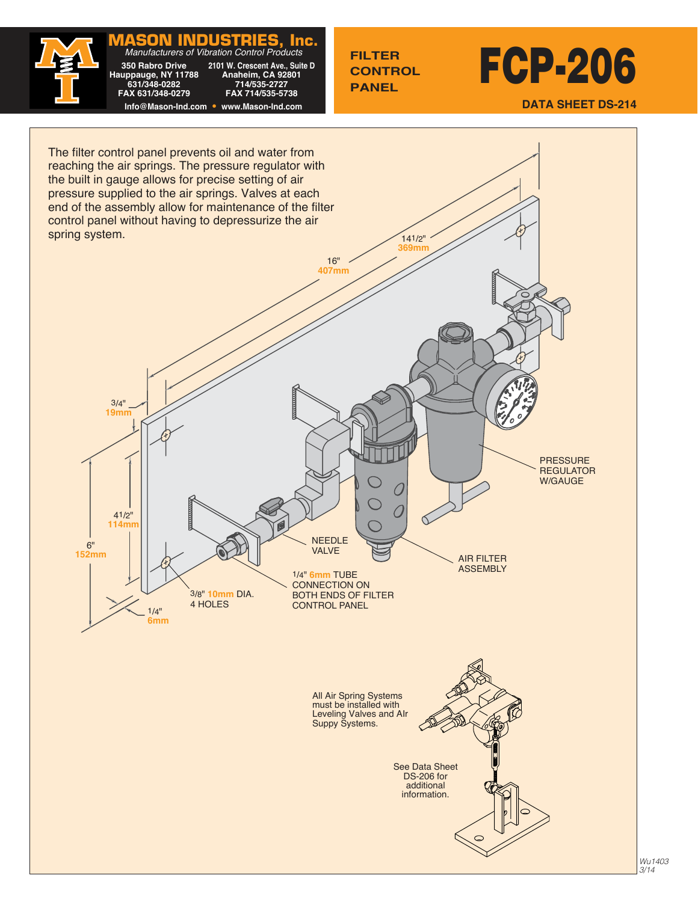**MASON INDUSTRIES, Inc.**
*Manufacturers of Vibration Control Products*

350 Rabro Drive
Hauppauge, NY 11788
631/348-0282
FAX 631/348-0279

2101 W. Crescent Ave., Suite D
Anaheim, CA 92801
714/535-2727
FAX 714/535-5738

Info@Mason-Ind.com • www.Mason-Ind.com

# FILTER CONTROL PANEL

# FCP-206

**DATA SHEET DS-214**

The filter control panel prevents oil and water from reaching the air springs. The pressure regulator with the built in gauge allows for precise setting of air pressure supplied to the air springs. Valves at each end of the assembly allow for maintenance of the filter control panel without having to depressurize the air spring system.

14 1/2"
369mm

16"
407mm

3/4"
19mm

4 1/2"
114mm

6"
152mm

1/4"
6mm

3/8" 10mm DIA.
4 HOLES

NEEDLE
VALVE

1/4" 6mm TUBE
CONNECTION ON
BOTH ENDS OF FILTER
CONTROL PANEL

AIR FILTER
ASSEMBLY

PRESSURE
REGULATOR
W/GAUGE

All Air Spring Systems must be installed with Leveling Valves and Alr Suppy Systems.

See Data Sheet DS-206 for additional information.

*Wu1403*
*3/14*